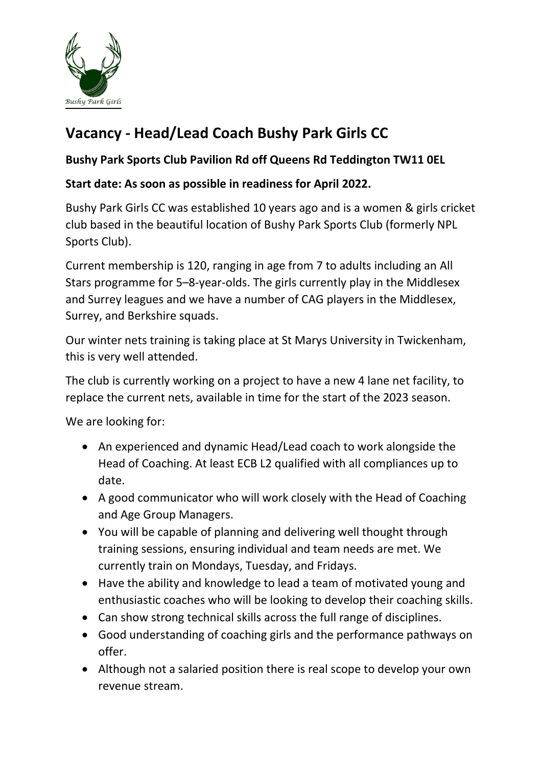# Vacancy - Head/Lead Coach Bushy Park Girls CC

**Bushy Park Sports Club Pavilion Rd off Queens Rd Teddington TW11 0EL**

**Start date: As soon as possible in readiness for April 2022.**

Bushy Park Girls CC was established 10 years ago and is a women & girls cricket club based in the beautiful location of Bushy Park Sports Club (formerly NPL Sports Club).

Current membership is 120, ranging in age from 7 to adults including an All Stars programme for 5–8-year-olds. The girls currently play in the Middlesex and Surrey leagues and we have a number of CAG players in the Middlesex, Surrey, and Berkshire squads.

Our winter nets training is taking place at St Marys University in Twickenham, this is very well attended.

The club is currently working on a project to have a new 4 lane net facility, to replace the current nets, available in time for the start of the 2023 season.

We are looking for:

- An experienced and dynamic Head/Lead coach to work alongside the Head of Coaching. At least ECB L2 qualified with all compliances up to date.
- A good communicator who will work closely with the Head of Coaching and Age Group Managers.
- You will be capable of planning and delivering well thought through training sessions, ensuring individual and team needs are met. We currently train on Mondays, Tuesday, and Fridays.
- Have the ability and knowledge to lead a team of motivated young and enthusiastic coaches who will be looking to develop their coaching skills.
- Can show strong technical skills across the full range of disciplines.
- Good understanding of coaching girls and the performance pathways on offer.
- Although not a salaried position there is real scope to develop your own revenue stream.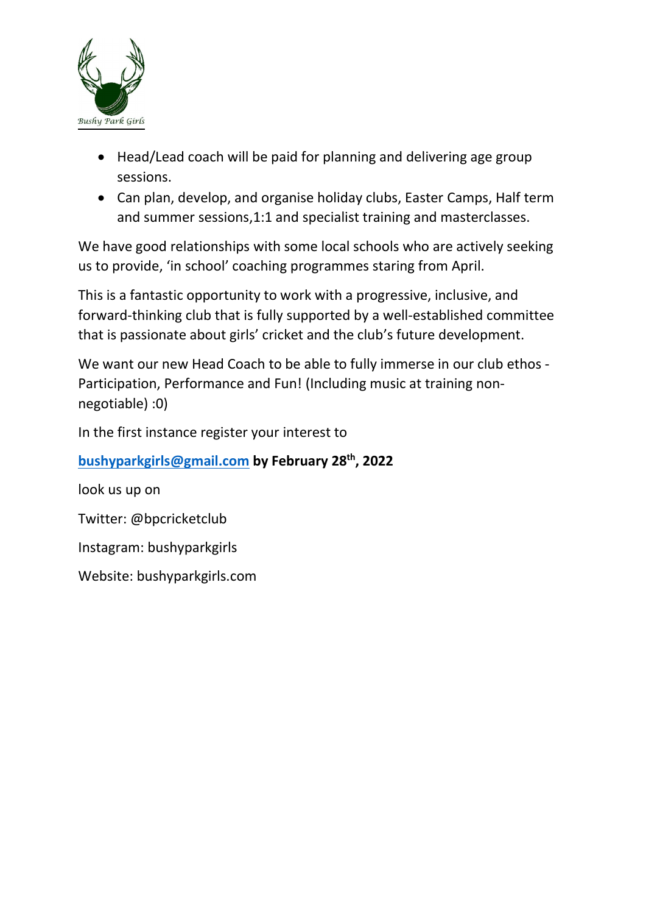- Head/Lead coach will be paid for planning and delivering age group sessions.
- Can plan, develop, and organise holiday clubs, Easter Camps, Half term and summer sessions,1:1 and specialist training and masterclasses.

We have good relationships with some local schools who are actively seeking us to provide, 'in school' coaching programmes staring from April.

This is a fantastic opportunity to work with a progressive, inclusive, and forward-thinking club that is fully supported by a well-established committee that is passionate about girls' cricket and the club's future development.

We want our new Head Coach to be able to fully immerse in our club ethos - Participation, Performance and Fun! (Including music at training non-negotiable) :0)

In the first instance register your interest to

**bushyparkgirls@gmail.com by February 28th, 2022**

look us up on

Twitter: @bpcricketclub

Instagram: bushyparkgirls

Website: bushyparkgirls.com